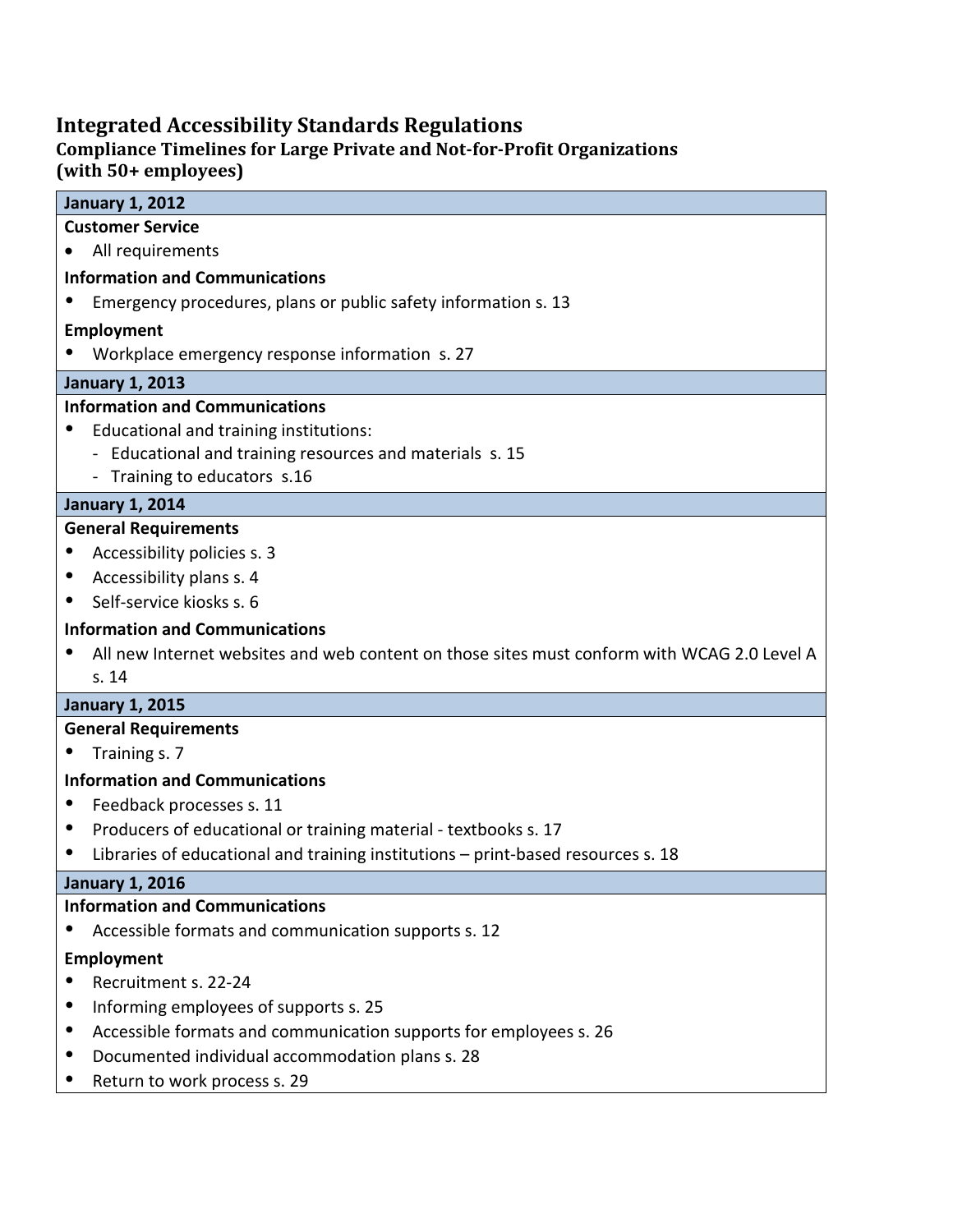# Integrated Accessibility Standards Regulations

## Compliance Timelines for Large Private and Not-for-Profit Organizations (with 50+ employees)

### January 1, 2012

**Customer Service**

- All requirements

**Information and Communications**

- Emergency procedures, plans or public safety information s. 13

**Employment**

- Workplace emergency response information  s. 27

### January 1, 2013

**Information and Communications**

- Educational and training institutions:
  - Educational and training resources and materials  s. 15
  - Training to educators  s.16

### January 1, 2014

**General Requirements**

- Accessibility policies s. 3
- Accessibility plans s. 4
- Self-service kiosks s. 6

**Information and Communications**

- All new Internet websites and web content on those sites must conform with WCAG 2.0 Level A s. 14

### January 1, 2015

**General Requirements**

- Training s. 7

**Information and Communications**

- Feedback processes s. 11
- Producers of educational or training material - textbooks s. 17
- Libraries of educational and training institutions – print-based resources s. 18

### January 1, 2016

**Information and Communications**

- Accessible formats and communication supports s. 12

**Employment**

- Recruitment s. 22-24
- Informing employees of supports s. 25
- Accessible formats and communication supports for employees s. 26
- Documented individual accommodation plans s. 28
- Return to work process s. 29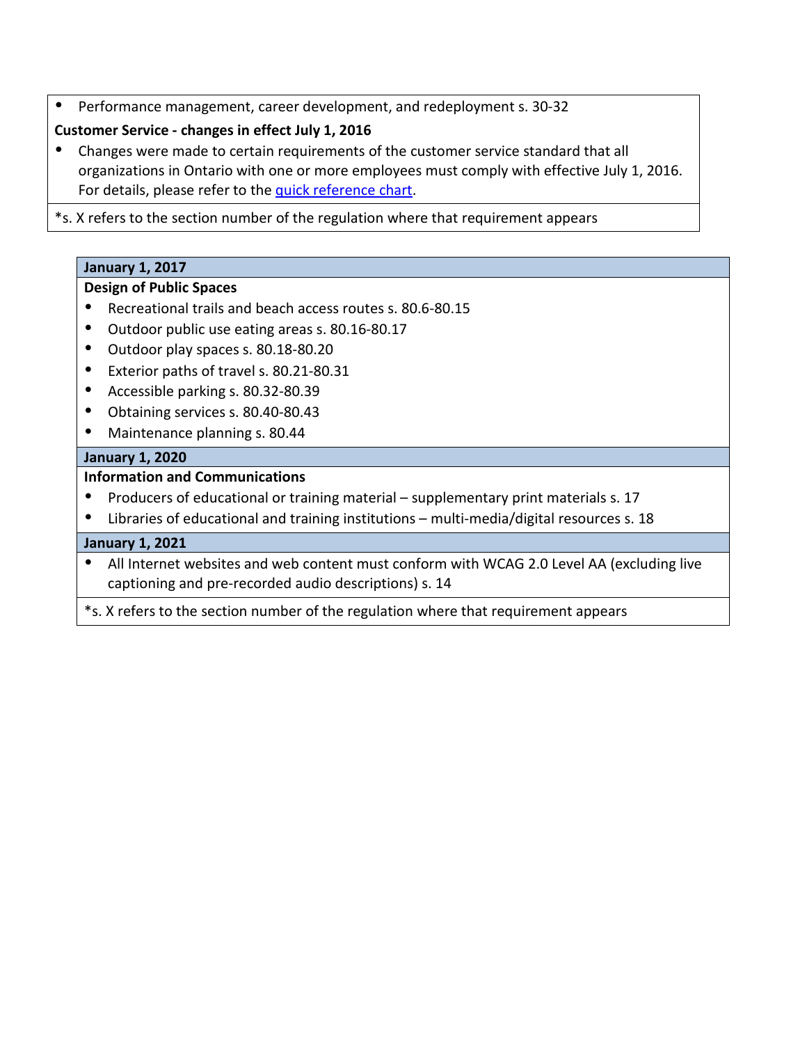- Performance management, career development, and redeployment s. 30-32

**Customer Service - changes in effect July 1, 2016**

- Changes were made to certain requirements of the customer service standard that all organizations in Ontario with one or more employees must comply with effective July 1, 2016. For details, please refer to the [quick reference chart].

*s. X refers to the section number of the regulation where that requirement appears

**January 1, 2017**

**Design of Public Spaces**

- Recreational trails and beach access routes s. 80.6-80.15
- Outdoor public use eating areas s. 80.16-80.17
- Outdoor play spaces s. 80.18-80.20
- Exterior paths of travel s. 80.21-80.31
- Accessible parking s. 80.32-80.39
- Obtaining services s. 80.40-80.43
- Maintenance planning s. 80.44

**January 1, 2020**

**Information and Communications**

- Producers of educational or training material – supplementary print materials s. 17
- Libraries of educational and training institutions – multi-media/digital resources s. 18

**January 1, 2021**

- All Internet websites and web content must conform with WCAG 2.0 Level AA (excluding live captioning and pre-recorded audio descriptions) s. 14

*s. X refers to the section number of the regulation where that requirement appears